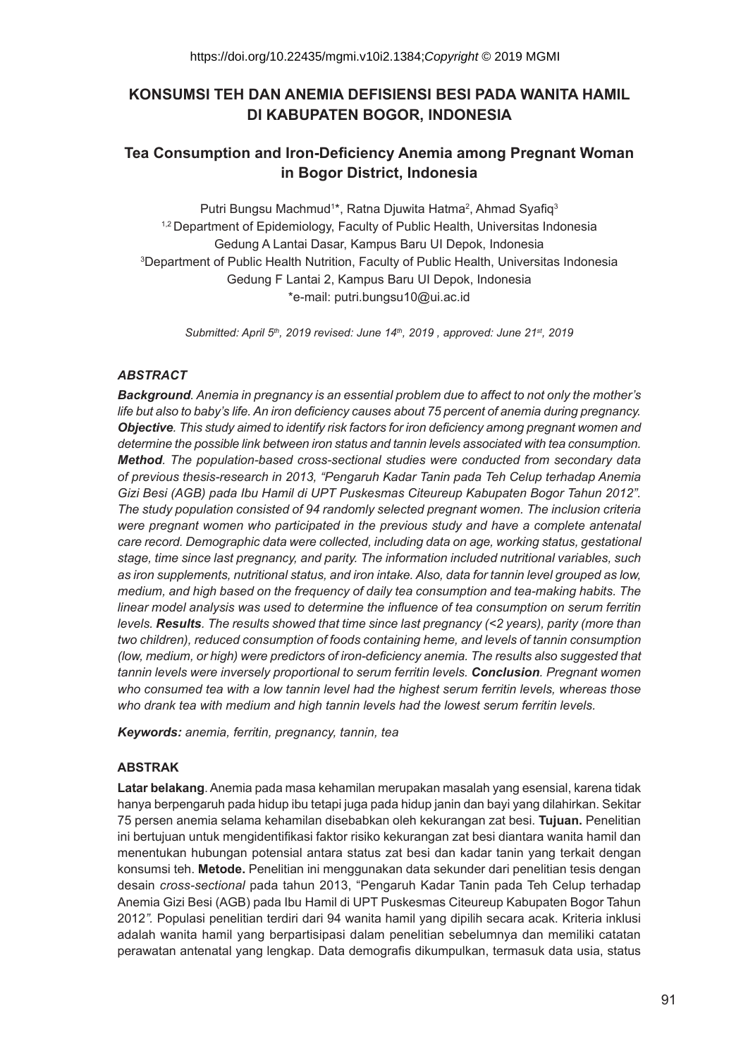https://doi.org/10.22435/mgmi.v10i2.1384;*Copyright* © 2019 MGMI

# KONSUMSI TEH DAN ANEMIA DEFISIENSI BESI PADA WANITA HAMIL DI KABUPATEN BOGOR, INDONESIA

## Tea Consumption and Iron-Deficiency Anemia among Pregnant Woman in Bogor District, Indonesia

Putri Bungsu Machmud[1]*, Ratna Djuwita Hatma[2], Ahmad Syafiq[3]

[1,2] Department of Epidemiology, Faculty of Public Health, Universitas Indonesia
Gedung A Lantai Dasar, Kampus Baru UI Depok, Indonesia

[3]Department of Public Health Nutrition, Faculty of Public Health, Universitas Indonesia
Gedung F Lantai 2, Kampus Baru UI Depok, Indonesia

*e-mail: putri.bungsu10@ui.ac.id

*Submitted: April 5th, 2019 revised: June 14th, 2019 , approved: June 21st, 2019*

### *ABSTRACT*

***Background**. Anemia in pregnancy is an essential problem due to affect to not only the mother's life but also to baby's life. An iron deficiency causes about 75 percent of anemia during pregnancy. **Objective**. This study aimed to identify risk factors for iron deficiency among pregnant women and determine the possible link between iron status and tannin levels associated with tea consumption. **Method**. The population-based cross-sectional studies were conducted from secondary data of previous thesis-research in 2013, "Pengaruh Kadar Tanin pada Teh Celup terhadap Anemia Gizi Besi (AGB) pada Ibu Hamil di UPT Puskesmas Citeureup Kabupaten Bogor Tahun 2012". The study population consisted of 94 randomly selected pregnant women. The inclusion criteria were pregnant women who participated in the previous study and have a complete antenatal care record. Demographic data were collected, including data on age, working status, gestational stage, time since last pregnancy, and parity. The information included nutritional variables, such as iron supplements, nutritional status, and iron intake. Also, data for tannin level grouped as low, medium, and high based on the frequency of daily tea consumption and tea-making habits. The linear model analysis was used to determine the influence of tea consumption on serum ferritin levels. **Results**. The results showed that time since last pregnancy (<2 years), parity (more than two children), reduced consumption of foods containing heme, and levels of tannin consumption (low, medium, or high) were predictors of iron-deficiency anemia. The results also suggested that tannin levels were inversely proportional to serum ferritin levels. **Conclusion**. Pregnant women who consumed tea with a low tannin level had the highest serum ferritin levels, whereas those who drank tea with medium and high tannin levels had the lowest serum ferritin levels.*

***Keywords:** anemia, ferritin, pregnancy, tannin, tea*

### ABSTRAK

**Latar belakang**. Anemia pada masa kehamilan merupakan masalah yang esensial, karena tidak hanya berpengaruh pada hidup ibu tetapi juga pada hidup janin dan bayi yang dilahirkan. Sekitar 75 persen anemia selama kehamilan disebabkan oleh kekurangan zat besi. **Tujuan.** Penelitian ini bertujuan untuk mengidentifikasi faktor risiko kekurangan zat besi diantara wanita hamil dan menentukan hubungan potensial antara status zat besi dan kadar tanin yang terkait dengan konsumsi teh. **Metode.** Penelitian ini menggunakan data sekunder dari penelitian tesis dengan desain *cross-sectional* pada tahun 2013, "Pengaruh Kadar Tanin pada Teh Celup terhadap Anemia Gizi Besi (AGB) pada Ibu Hamil di UPT Puskesmas Citeureup Kabupaten Bogor Tahun 2012*"*. Populasi penelitian terdiri dari 94 wanita hamil yang dipilih secara acak. Kriteria inklusi adalah wanita hamil yang berpartisipasi dalam penelitian sebelumnya dan memiliki catatan perawatan antenatal yang lengkap. Data demografis dikumpulkan, termasuk data usia, status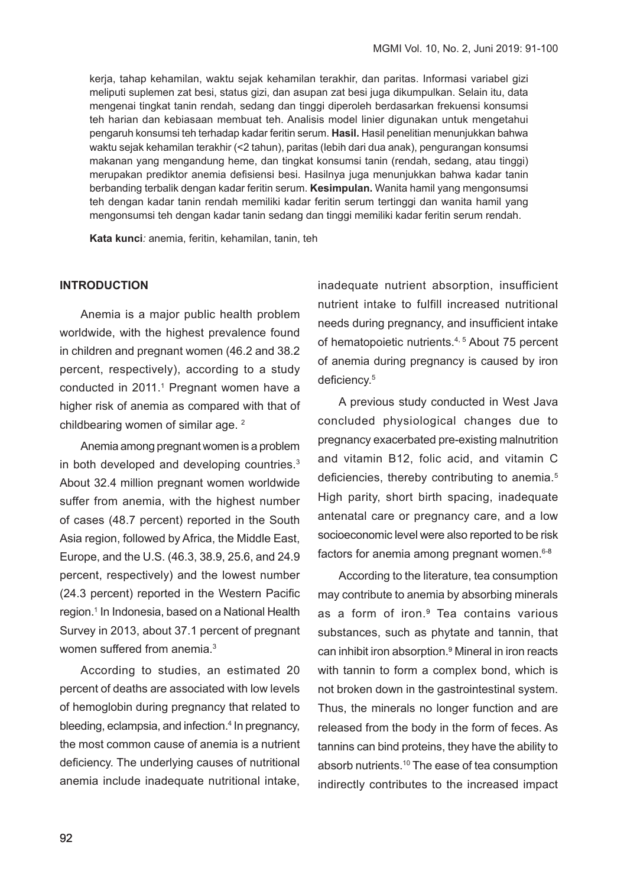kerja, tahap kehamilan, waktu sejak kehamilan terakhir, dan paritas. Informasi variabel gizi meliputi suplemen zat besi, status gizi, dan asupan zat besi juga dikumpulkan. Selain itu, data mengenai tingkat tanin rendah, sedang dan tinggi diperoleh berdasarkan frekuensi konsumsi teh harian dan kebiasaan membuat teh. Analisis model linier digunakan untuk mengetahui pengaruh konsumsi teh terhadap kadar feritin serum. **Hasil.** Hasil penelitian menunjukkan bahwa waktu sejak kehamilan terakhir (<2 tahun), paritas (lebih dari dua anak), pengurangan konsumsi makanan yang mengandung heme, dan tingkat konsumsi tanin (rendah, sedang, atau tinggi) merupakan prediktor anemia defisiensi besi. Hasilnya juga menunjukkan bahwa kadar tanin berbanding terbalik dengan kadar feritin serum. **Kesimpulan.** Wanita hamil yang mengonsumsi teh dengan kadar tanin rendah memiliki kadar feritin serum tertinggi dan wanita hamil yang mengonsumsi teh dengan kadar tanin sedang dan tinggi memiliki kadar feritin serum rendah.

**Kata kunci***:* anemia, feritin, kehamilan, tanin, teh

## INTRODUCTION

Anemia is a major public health problem worldwide, with the highest prevalence found in children and pregnant women (46.2 and 38.2 percent, respectively), according to a study conducted in 2011.[1] Pregnant women have a higher risk of anemia as compared with that of childbearing women of similar age. [2]

Anemia among pregnant women is a problem in both developed and developing countries.[3] About 32.4 million pregnant women worldwide suffer from anemia, with the highest number of cases (48.7 percent) reported in the South Asia region, followed by Africa, the Middle East, Europe, and the U.S. (46.3, 38.9, 25.6, and 24.9 percent, respectively) and the lowest number (24.3 percent) reported in the Western Pacific region.[1] In Indonesia, based on a National Health Survey in 2013, about 37.1 percent of pregnant women suffered from anemia.[3]

According to studies, an estimated 20 percent of deaths are associated with low levels of hemoglobin during pregnancy that related to bleeding, eclampsia, and infection.[4] In pregnancy, the most common cause of anemia is a nutrient deficiency. The underlying causes of nutritional anemia include inadequate nutritional intake, inadequate nutrient absorption, insufficient nutrient intake to fulfill increased nutritional needs during pregnancy, and insufficient intake of hematopoietic nutrients.[4, 5] About 75 percent of anemia during pregnancy is caused by iron deficiency.[5]

A previous study conducted in West Java concluded physiological changes due to pregnancy exacerbated pre-existing malnutrition and vitamin B12, folic acid, and vitamin C deficiencies, thereby contributing to anemia.[5] High parity, short birth spacing, inadequate antenatal care or pregnancy care, and a low socioeconomic level were also reported to be risk factors for anemia among pregnant women.[6-8]

According to the literature, tea consumption may contribute to anemia by absorbing minerals as a form of iron.[9] Tea contains various substances, such as phytate and tannin, that can inhibit iron absorption.[9] Mineral in iron reacts with tannin to form a complex bond, which is not broken down in the gastrointestinal system. Thus, the minerals no longer function and are released from the body in the form of feces. As tannins can bind proteins, they have the ability to absorb nutrients.[10] The ease of tea consumption indirectly contributes to the increased impact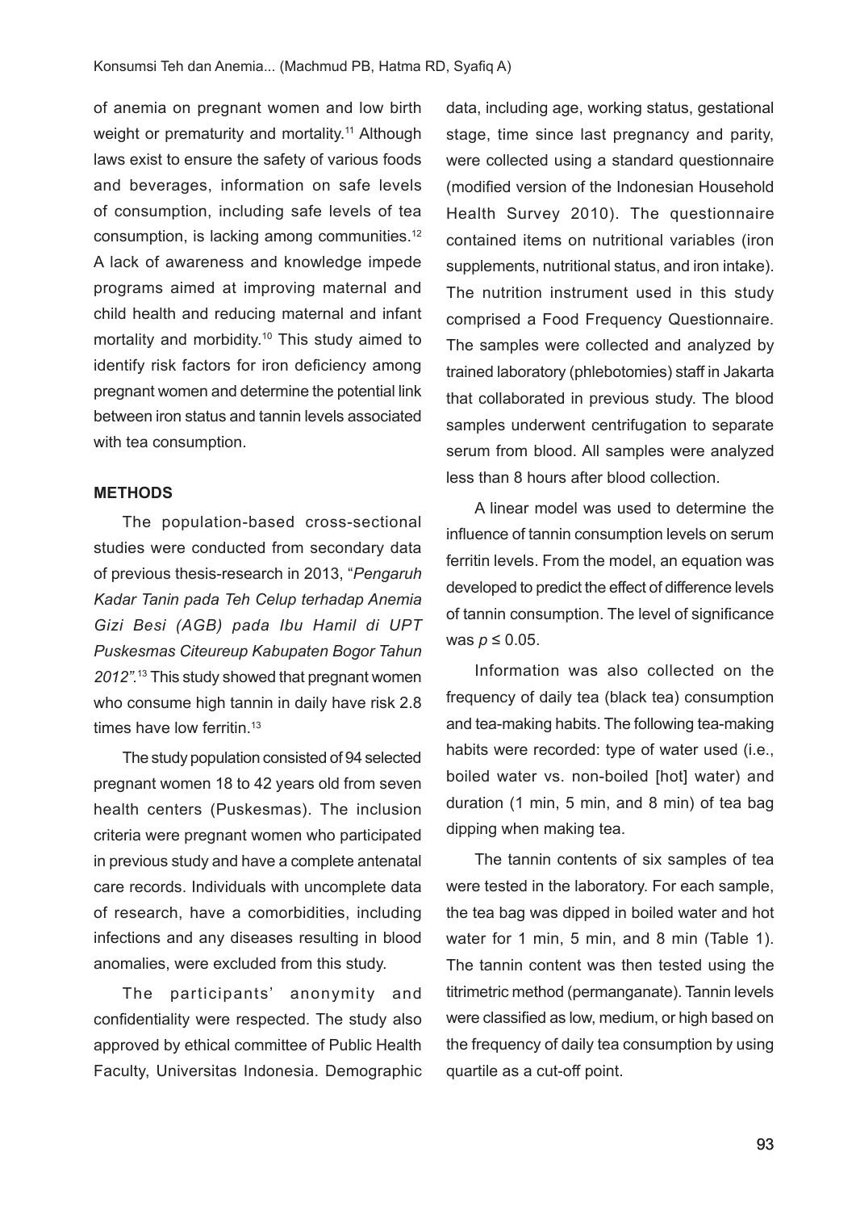of anemia on pregnant women and low birth weight or prematurity and mortality.[11] Although laws exist to ensure the safety of various foods and beverages, information on safe levels of consumption, including safe levels of tea consumption, is lacking among communities.[12] A lack of awareness and knowledge impede programs aimed at improving maternal and child health and reducing maternal and infant mortality and morbidity.[10] This study aimed to identify risk factors for iron deficiency among pregnant women and determine the potential link between iron status and tannin levels associated with tea consumption.

## METHODS

The population-based cross-sectional studies were conducted from secondary data of previous thesis-research in 2013, "*Pengaruh Kadar Tanin pada Teh Celup terhadap Anemia Gizi Besi (AGB) pada Ibu Hamil di UPT Puskesmas Citeureup Kabupaten Bogor Tahun 2012".*[13] This study showed that pregnant women who consume high tannin in daily have risk 2.8 times have low ferritin.[13]

The study population consisted of 94 selected pregnant women 18 to 42 years old from seven health centers (Puskesmas). The inclusion criteria were pregnant women who participated in previous study and have a complete antenatal care records. Individuals with uncomplete data of research, have a comorbidities, including infections and any diseases resulting in blood anomalies, were excluded from this study.

The participants' anonymity and confidentiality were respected. The study also approved by ethical committee of Public Health Faculty, Universitas Indonesia. Demographic data, including age, working status, gestational stage, time since last pregnancy and parity, were collected using a standard questionnaire (modified version of the Indonesian Household Health Survey 2010). The questionnaire contained items on nutritional variables (iron supplements, nutritional status, and iron intake). The nutrition instrument used in this study comprised a Food Frequency Questionnaire. The samples were collected and analyzed by trained laboratory (phlebotomies) staff in Jakarta that collaborated in previous study. The blood samples underwent centrifugation to separate serum from blood. All samples were analyzed less than 8 hours after blood collection.

A linear model was used to determine the influence of tannin consumption levels on serum ferritin levels. From the model, an equation was developed to predict the effect of difference levels of tannin consumption. The level of significance was $p \leq 0.05$.

Information was also collected on the frequency of daily tea (black tea) consumption and tea-making habits. The following tea-making habits were recorded: type of water used (i.e., boiled water vs. non-boiled [hot] water) and duration (1 min, 5 min, and 8 min) of tea bag dipping when making tea.

The tannin contents of six samples of tea were tested in the laboratory. For each sample, the tea bag was dipped in boiled water and hot water for 1 min, 5 min, and 8 min (Table 1). The tannin content was then tested using the titrimetric method (permanganate). Tannin levels were classified as low, medium, or high based on the frequency of daily tea consumption by using quartile as a cut-off point.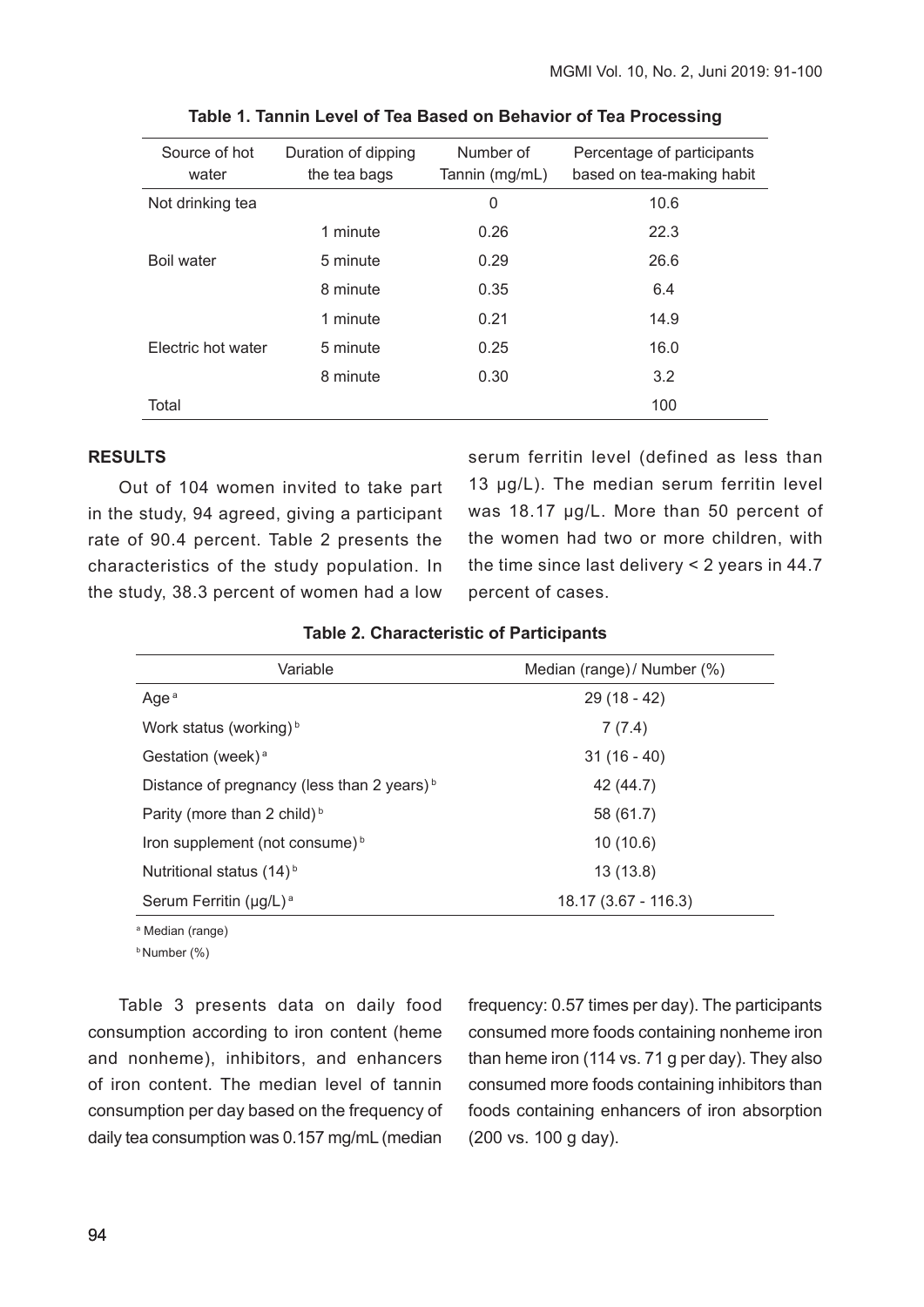**Table 1. Tannin Level of Tea Based on Behavior of Tea Processing**

| Source of hot water | Duration of dipping the tea bags | Number of Tannin (mg/mL) | Percentage of participants based on tea-making habit |
|---|---|---|---|
| Not drinking tea | | 0 | 10.6 |
| | 1 minute | 0.26 | 22.3 |
| Boil water | 5 minute | 0.29 | 26.6 |
| | 8 minute | 0.35 | 6.4 |
| | 1 minute | 0.21 | 14.9 |
| Electric hot water | 5 minute | 0.25 | 16.0 |
| | 8 minute | 0.30 | 3.2 |
| Total | | | 100 |

## RESULTS

Out of 104 women invited to take part in the study, 94 agreed, giving a participant rate of 90.4 percent. Table 2 presents the characteristics of the study population. In the study, 38.3 percent of women had a low serum ferritin level (defined as less than 13 µg/L). The median serum ferritin level was 18.17 µg/L. More than 50 percent of the women had two or more children, with the time since last delivery < 2 years in 44.7 percent of cases.

**Table 2. Characteristic of Participants**

| Variable | Median (range) / Number (%) |
|---|---|
| Age [a] | 29 (18 - 42) |
| Work status (working) [b] | 7 (7.4) |
| Gestation (week) [a] | 31 (16 - 40) |
| Distance of pregnancy (less than 2 years) [b] | 42 (44.7) |
| Parity (more than 2 child) [b] | 58 (61.7) |
| Iron supplement (not consume) [b] | 10 (10.6) |
| Nutritional status (14) [b] | 13 (13.8) |
| Serum Ferritin (µg/L) [a] | 18.17 (3.67 - 116.3) |

[a] Median (range)

[b] Number (%)

Table 3 presents data on daily food consumption according to iron content (heme and nonheme), inhibitors, and enhancers of iron content. The median level of tannin consumption per day based on the frequency of daily tea consumption was 0.157 mg/mL (median frequency: 0.57 times per day). The participants consumed more foods containing nonheme iron than heme iron (114 vs. 71 g per day). They also consumed more foods containing inhibitors than foods containing enhancers of iron absorption (200 vs. 100 g day).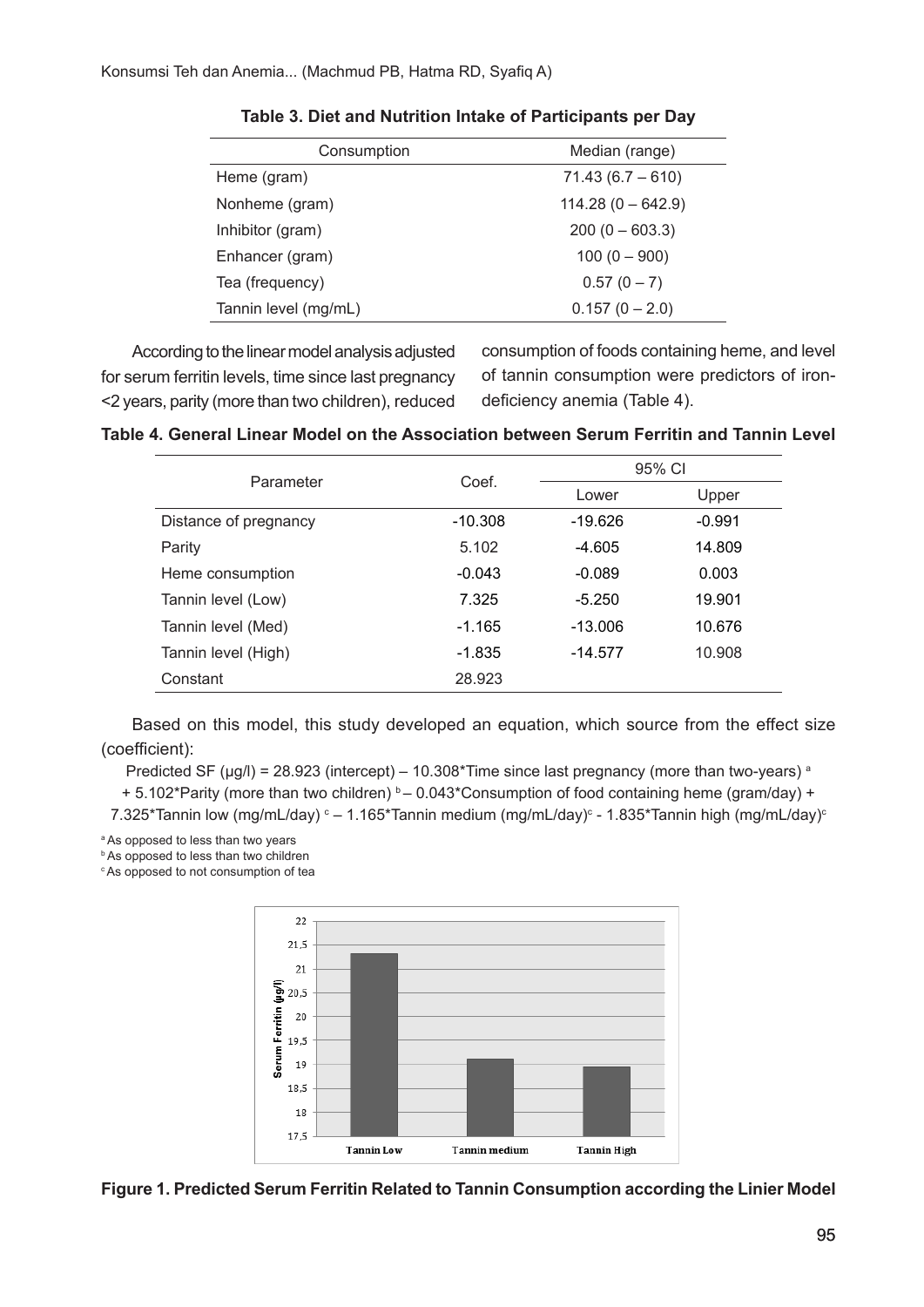**Table 3. Diet and Nutrition Intake of Participants per Day**

| Consumption | Median (range) |
|---|---|
| Heme (gram) | 71.43 (6.7 – 610) |
| Nonheme (gram) | 114.28 (0 – 642.9) |
| Inhibitor (gram) | 200 (0 – 603.3) |
| Enhancer (gram) | 100 (0 – 900) |
| Tea (frequency) | 0.57 (0 – 7) |
| Tannin level (mg/mL) | 0.157 (0 – 2.0) |

According to the linear model analysis adjusted for serum ferritin levels, time since last pregnancy <2 years, parity (more than two children), reduced consumption of foods containing heme, and level of tannin consumption were predictors of iron-deficiency anemia (Table 4).

**Table 4. General Linear Model on the Association between Serum Ferritin and Tannin Level**

| Parameter | Coef. | 95% CI | |
|---|---|---|---|
| | | Lower | Upper |
| Distance of pregnancy | -10.308 | -19.626 | -0.991 |
| Parity | 5.102 | -4.605 | 14.809 |
| Heme consumption | -0.043 | -0.089 | 0.003 |
| Tannin level (Low) | 7.325 | -5.250 | 19.901 |
| Tannin level (Med) | -1.165 | -13.006 | 10.676 |
| Tannin level (High) | -1.835 | -14.577 | 10.908 |
| Constant | 28.923 | | |

Based on this model, this study developed an equation, which source from the effect size (coefficient):

Predicted SF (μg/l) = 28.923 (intercept) – 10.308*Time since last pregnancy (more than two-years) [a] + 5.102*Parity (more than two children) [b] – 0.043*Consumption of food containing heme (gram/day) + 7.325*Tannin low (mg/mL/day) [c] – 1.165*Tannin medium (mg/mL/day)[c] - 1.835*Tannin high (mg/mL/day)[c]

[a] As opposed to less than two years
[b] As opposed to less than two children
[c] As opposed to not consumption of tea

**Figure 1. Predicted Serum Ferritin Related to Tannin Consumption according the Linier Model**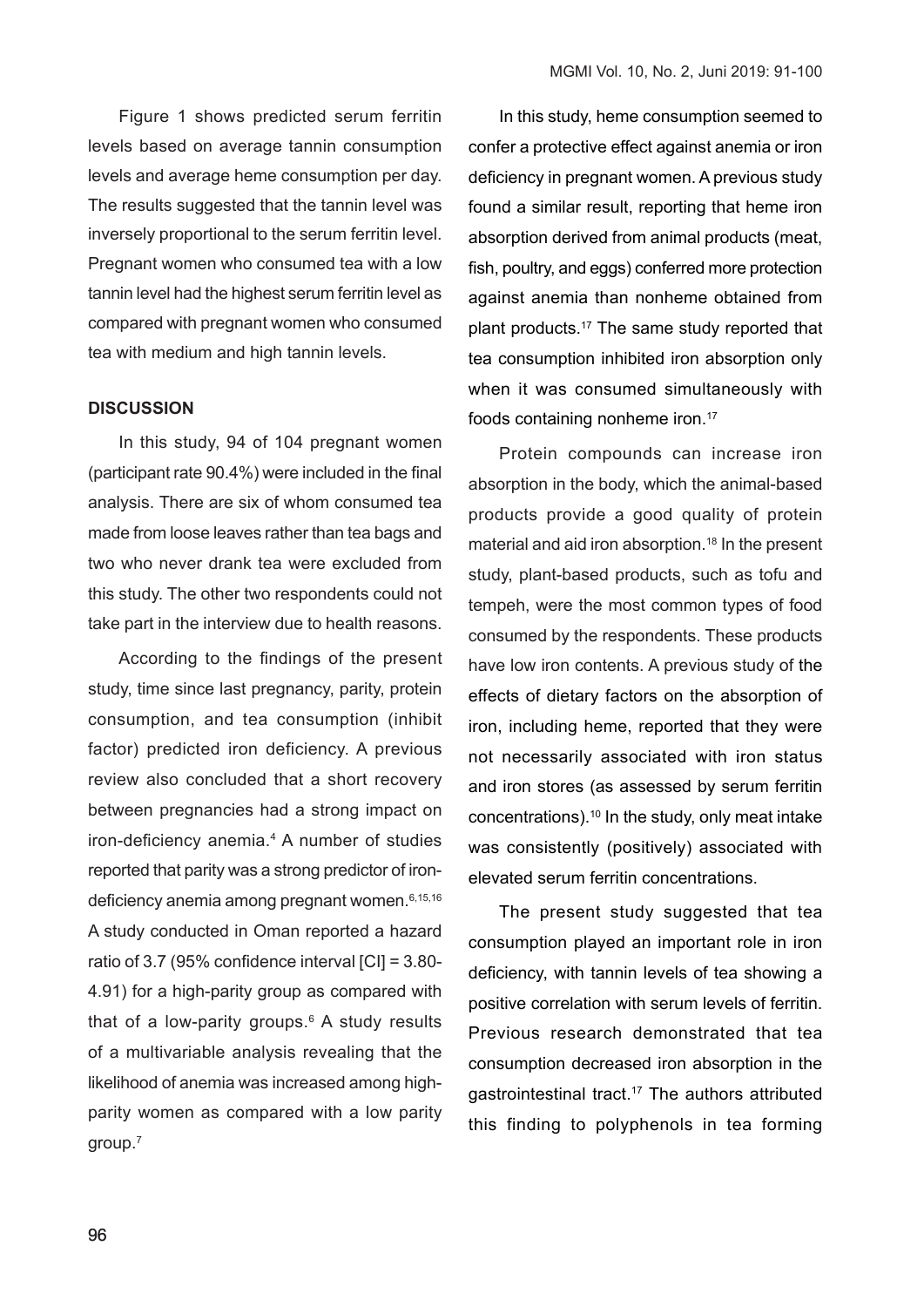Figure 1 shows predicted serum ferritin levels based on average tannin consumption levels and average heme consumption per day. The results suggested that the tannin level was inversely proportional to the serum ferritin level. Pregnant women who consumed tea with a low tannin level had the highest serum ferritin level as compared with pregnant women who consumed tea with medium and high tannin levels.

## DISCUSSION

In this study, 94 of 104 pregnant women (participant rate 90.4%) were included in the final analysis. There are six of whom consumed tea made from loose leaves rather than tea bags and two who never drank tea were excluded from this study. The other two respondents could not take part in the interview due to health reasons.

According to the findings of the present study, time since last pregnancy, parity, protein consumption, and tea consumption (inhibit factor) predicted iron deficiency. A previous review also concluded that a short recovery between pregnancies had a strong impact on iron-deficiency anemia.[4] A number of studies reported that parity was a strong predictor of iron-deficiency anemia among pregnant women.[6,15,16] A study conducted in Oman reported a hazard ratio of 3.7 (95% confidence interval [CI] = 3.80-4.91) for a high-parity group as compared with that of a low-parity groups.[6] A study results of a multivariable analysis revealing that the likelihood of anemia was increased among high-parity women as compared with a low parity group.[7]

In this study, heme consumption seemed to confer a protective effect against anemia or iron deficiency in pregnant women. A previous study found a similar result, reporting that heme iron absorption derived from animal products (meat, fish, poultry, and eggs) conferred more protection against anemia than nonheme obtained from plant products.[17] The same study reported that tea consumption inhibited iron absorption only when it was consumed simultaneously with foods containing nonheme iron.[17]

Protein compounds can increase iron absorption in the body, which the animal-based products provide a good quality of protein material and aid iron absorption.[18] In the present study, plant-based products, such as tofu and tempeh, were the most common types of food consumed by the respondents. These products have low iron contents. A previous study of the effects of dietary factors on the absorption of iron, including heme, reported that they were not necessarily associated with iron status and iron stores (as assessed by serum ferritin concentrations).[10] In the study, only meat intake was consistently (positively) associated with elevated serum ferritin concentrations.

The present study suggested that tea consumption played an important role in iron deficiency, with tannin levels of tea showing a positive correlation with serum levels of ferritin. Previous research demonstrated that tea consumption decreased iron absorption in the gastrointestinal tract.[17] The authors attributed this finding to polyphenols in tea forming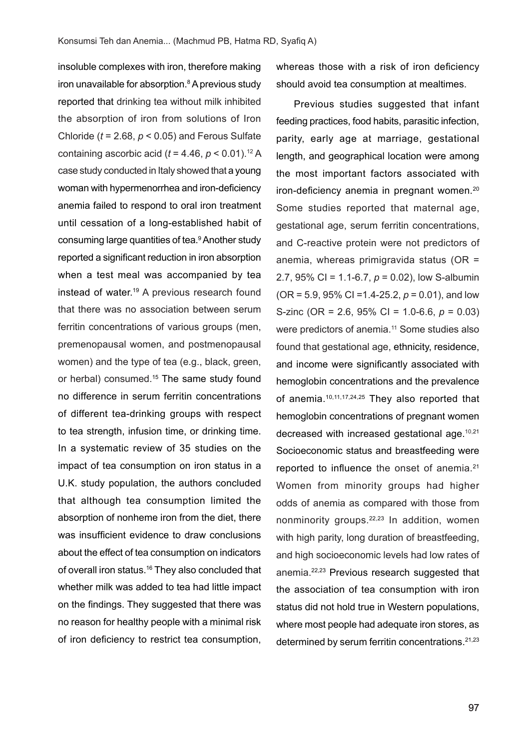insoluble complexes with iron, therefore making iron unavailable for absorption.[8] A previous study reported that drinking tea without milk inhibited the absorption of iron from solutions of Iron Chloride ($t = 2.68$, $p < 0.05$) and Ferous Sulfate containing ascorbic acid ($t = 4.46$, $p < 0.01$).[12] A case study conducted in Italy showed that a young woman with hypermenorrhea and iron-deficiency anemia failed to respond to oral iron treatment until cessation of a long-established habit of consuming large quantities of tea.[9] Another study reported a significant reduction in iron absorption when a test meal was accompanied by tea instead of water.[19] A previous research found that there was no association between serum ferritin concentrations of various groups (men, premenopausal women, and postmenopausal women) and the type of tea (e.g., black, green, or herbal) consumed.[15] The same study found no difference in serum ferritin concentrations of different tea-drinking groups with respect to tea strength, infusion time, or drinking time. In a systematic review of 35 studies on the impact of tea consumption on iron status in a U.K. study population, the authors concluded that although tea consumption limited the absorption of nonheme iron from the diet, there was insufficient evidence to draw conclusions about the effect of tea consumption on indicators of overall iron status.[16] They also concluded that whether milk was added to tea had little impact on the findings. They suggested that there was no reason for healthy people with a minimal risk of iron deficiency to restrict tea consumption, whereas those with a risk of iron deficiency should avoid tea consumption at mealtimes.

Previous studies suggested that infant feeding practices, food habits, parasitic infection, parity, early age at marriage, gestational length, and geographical location were among the most important factors associated with iron-deficiency anemia in pregnant women.[20] Some studies reported that maternal age, gestational age, serum ferritin concentrations, and C-reactive protein were not predictors of anemia, whereas primigravida status (OR = 2.7, 95% CI = 1.1-6.7, $p = 0.02$), low S-albumin (OR = 5.9, 95% CI =1.4-25.2, $p = 0.01$), and low S-zinc (OR = 2.6, 95% CI = 1.0-6.6, $p = 0.03$) were predictors of anemia.[11] Some studies also found that gestational age, ethnicity, residence, and income were significantly associated with hemoglobin concentrations and the prevalence of anemia.[10,11,17,24,25] They also reported that hemoglobin concentrations of pregnant women decreased with increased gestational age.[10,21] Socioeconomic status and breastfeeding were reported to influence the onset of anemia.[21] Women from minority groups had higher odds of anemia as compared with those from nonminority groups.[22,23] In addition, women with high parity, long duration of breastfeeding, and high socioeconomic levels had low rates of anemia.[22,23] Previous research suggested that the association of tea consumption with iron status did not hold true in Western populations, where most people had adequate iron stores, as determined by serum ferritin concentrations.[21,23]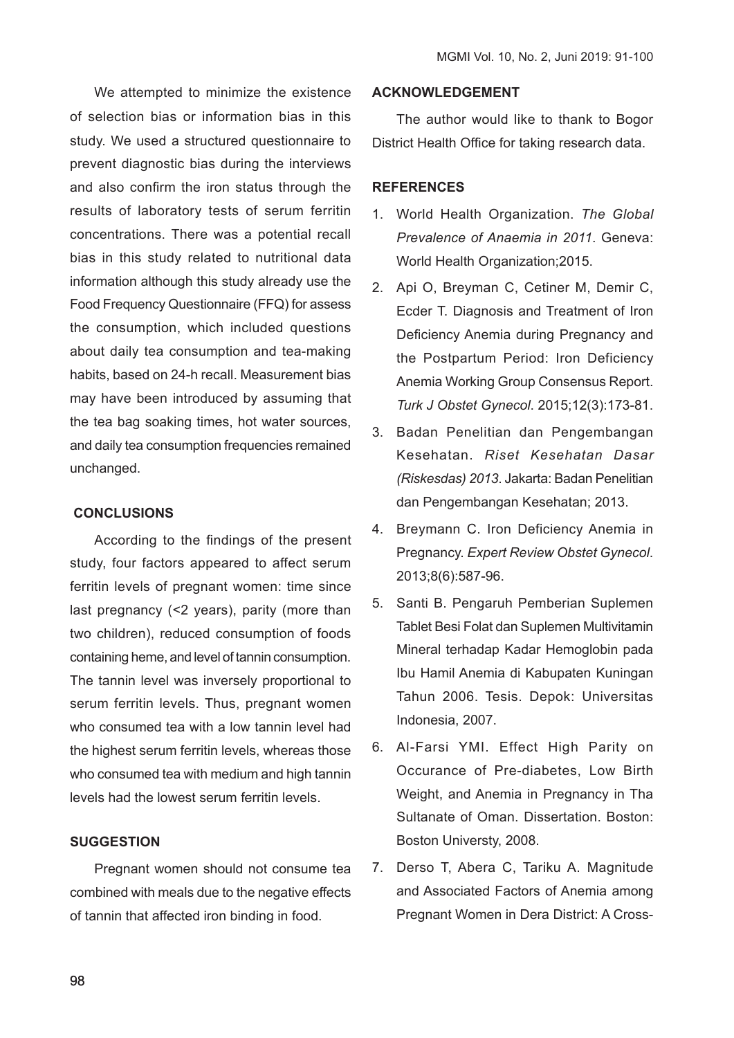We attempted to minimize the existence of selection bias or information bias in this study. We used a structured questionnaire to prevent diagnostic bias during the interviews and also confirm the iron status through the results of laboratory tests of serum ferritin concentrations. There was a potential recall bias in this study related to nutritional data information although this study already use the Food Frequency Questionnaire (FFQ) for assess the consumption, which included questions about daily tea consumption and tea-making habits, based on 24-h recall. Measurement bias may have been introduced by assuming that the tea bag soaking times, hot water sources, and daily tea consumption frequencies remained unchanged.

## CONCLUSIONS

According to the findings of the present study, four factors appeared to affect serum ferritin levels of pregnant women: time since last pregnancy (<2 years), parity (more than two children), reduced consumption of foods containing heme, and level of tannin consumption. The tannin level was inversely proportional to serum ferritin levels. Thus, pregnant women who consumed tea with a low tannin level had the highest serum ferritin levels, whereas those who consumed tea with medium and high tannin levels had the lowest serum ferritin levels.

## SUGGESTION

Pregnant women should not consume tea combined with meals due to the negative effects of tannin that affected iron binding in food.

## ACKNOWLEDGEMENT

The author would like to thank to Bogor District Health Office for taking research data.

## REFERENCES

1. World Health Organization. *The Global Prevalence of Anaemia in 2011*. Geneva: World Health Organization;2015.
2. Api O, Breyman C, Cetiner M, Demir C, Ecder T. Diagnosis and Treatment of Iron Deficiency Anemia during Pregnancy and the Postpartum Period: Iron Deficiency Anemia Working Group Consensus Report. *Turk J Obstet Gynecol*. 2015;12(3):173-81.
3. Badan Penelitian dan Pengembangan Kesehatan. *Riset Kesehatan Dasar (Riskesdas) 2013*. Jakarta: Badan Penelitian dan Pengembangan Kesehatan; 2013.
4. Breymann C. Iron Deficiency Anemia in Pregnancy. *Expert Review Obstet Gynecol*. 2013;8(6):587-96.
5. Santi B. Pengaruh Pemberian Suplemen Tablet Besi Folat dan Suplemen Multivitamin Mineral terhadap Kadar Hemoglobin pada Ibu Hamil Anemia di Kabupaten Kuningan Tahun 2006. Tesis. Depok: Universitas Indonesia, 2007.
6. Al-Farsi YMI. Effect High Parity on Occurance of Pre-diabetes, Low Birth Weight, and Anemia in Pregnancy in Tha Sultanate of Oman. Dissertation. Boston: Boston Universty, 2008.
7. Derso T, Abera C, Tariku A. Magnitude and Associated Factors of Anemia among Pregnant Women in Dera District: A Cross-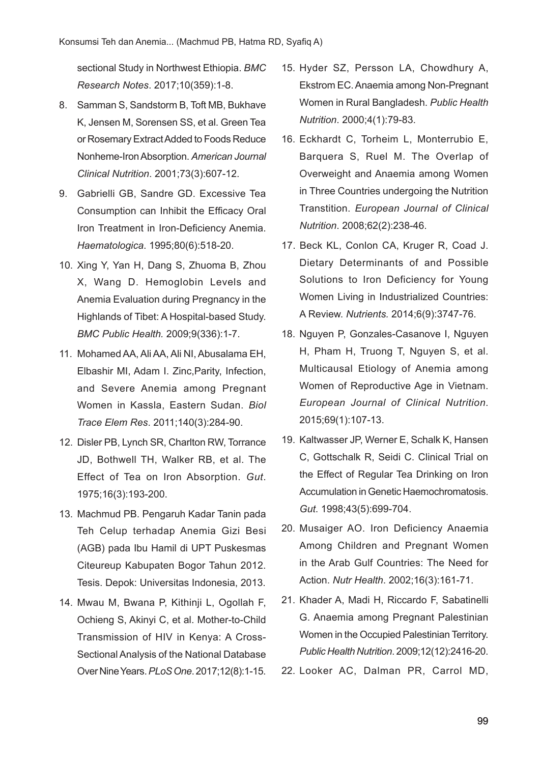sectional Study in Northwest Ethiopia. *BMC Research Notes*. 2017;10(359):1-8.

8. Samman S, Sandstorm B, Toft MB, Bukhave K, Jensen M, Sorensen SS, et al. Green Tea or Rosemary Extract Added to Foods Reduce Nonheme-Iron Absorption. *American Journal Clinical Nutrition*. 2001;73(3):607-12.
9. Gabrielli GB, Sandre GD. Excessive Tea Consumption can Inhibit the Efficacy Oral Iron Treatment in Iron-Deficiency Anemia. *Haematologica*. 1995;80(6):518-20.
10. Xing Y, Yan H, Dang S, Zhuoma B, Zhou X, Wang D. Hemoglobin Levels and Anemia Evaluation during Pregnancy in the Highlands of Tibet: A Hospital-based Study. *BMC Public Health.* 2009;9(336):1-7.
11. Mohamed AA, Ali AA, Ali NI, Abusalama EH, Elbashir MI, Adam I. Zinc,Parity, Infection, and Severe Anemia among Pregnant Women in Kassla, Eastern Sudan. *Biol Trace Elem Res*. 2011;140(3):284-90.
12. Disler PB, Lynch SR, Charlton RW, Torrance JD, Bothwell TH, Walker RB, et al. The Effect of Tea on Iron Absorption. *Gut*. 1975;16(3):193-200.
13. Machmud PB. Pengaruh Kadar Tanin pada Teh Celup terhadap Anemia Gizi Besi (AGB) pada Ibu Hamil di UPT Puskesmas Citeureup Kabupaten Bogor Tahun 2012. Tesis. Depok: Universitas Indonesia, 2013.
14. Mwau M, Bwana P, Kithinji L, Ogollah F, Ochieng S, Akinyi C, et al. Mother-to-Child Transmission of HIV in Kenya: A Cross-Sectional Analysis of the National Database Over Nine Years. *PLoS One*. 2017;12(8):1-15.
15. Hyder SZ, Persson LA, Chowdhury A, Ekstrom EC. Anaemia among Non-Pregnant Women in Rural Bangladesh. *Public Health Nutrition*. 2000;4(1):79-83.
16. Eckhardt C, Torheim L, Monterrubio E, Barquera S, Ruel M. The Overlap of Overweight and Anaemia among Women in Three Countries undergoing the Nutrition Transtition. *European Journal of Clinical Nutrition*. 2008;62(2):238-46.
17. Beck KL, Conlon CA, Kruger R, Coad J. Dietary Determinants of and Possible Solutions to Iron Deficiency for Young Women Living in Industrialized Countries: A Review. *Nutrients.* 2014;6(9):3747-76.
18. Nguyen P, Gonzales-Casanove I, Nguyen H, Pham H, Truong T, Nguyen S, et al. Multicausal Etiology of Anemia among Women of Reproductive Age in Vietnam. *European Journal of Clinical Nutrition*. 2015;69(1):107-13.
19. Kaltwasser JP, Werner E, Schalk K, Hansen C, Gottschalk R, Seidi C. Clinical Trial on the Effect of Regular Tea Drinking on Iron Accumulation in Genetic Haemochromatosis. *Gut*. 1998;43(5):699-704.
20. Musaiger AO. Iron Deficiency Anaemia Among Children and Pregnant Women in the Arab Gulf Countries: The Need for Action. *Nutr Health*. 2002;16(3):161-71.
21. Khader A, Madi H, Riccardo F, Sabatinelli G. Anaemia among Pregnant Palestinian Women in the Occupied Palestinian Territory. *Public Health Nutrition.* 2009;12(12):2416-20.
22. Looker AC, Dalman PR, Carrol MD,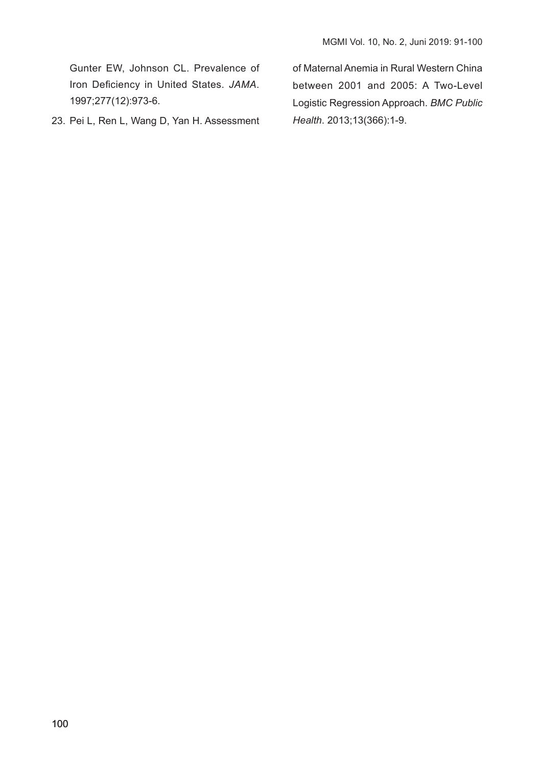Gunter EW, Johnson CL. Prevalence of Iron Deficiency in United States. *JAMA*. 1997;277(12):973-6.

23. Pei L, Ren L, Wang D, Yan H. Assessment of Maternal Anemia in Rural Western China between 2001 and 2005: A Two-Level Logistic Regression Approach. *BMC Public Health*. 2013;13(366):1-9.